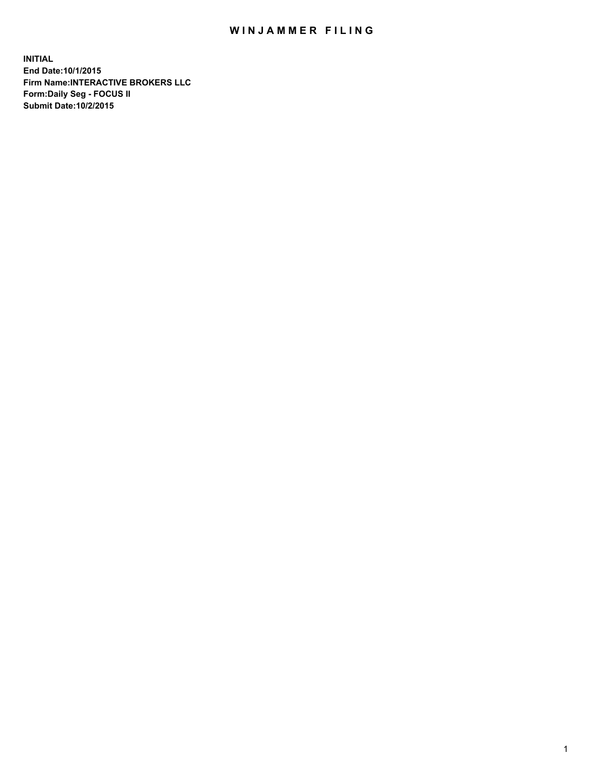# WINJAMMER FILING

**INITIAL**
**End Date:10/1/2015**
**Firm Name:INTERACTIVE BROKERS LLC**
**Form:Daily Seg - FOCUS II**
**Submit Date:10/2/2015**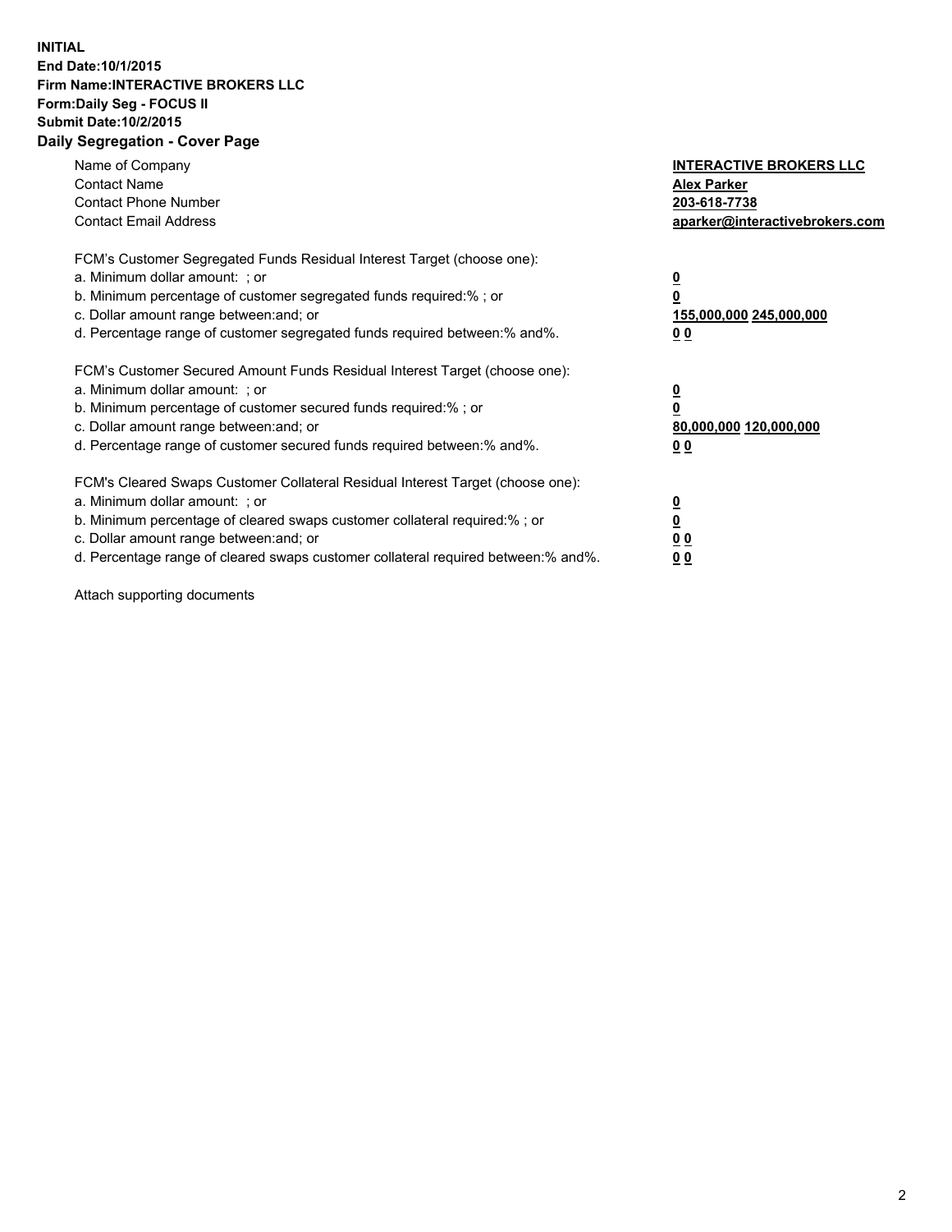**INITIAL**
**End Date:10/1/2015**
**Firm Name:INTERACTIVE BROKERS LLC**
**Form:Daily Seg - FOCUS II**
**Submit Date:10/2/2015**
**Daily Segregation - Cover Page**

| | |
|---|---|
| Name of Company | **INTERACTIVE BROKERS LLC** |
| Contact Name | **Alex Parker** |
| Contact Phone Number | **203-618-7738** |
| Contact Email Address | **aparker@interactivebrokers.com** |

FCM's Customer Segregated Funds Residual Interest Target (choose one):

| | |
|---|---|
| a. Minimum dollar amount: ; or | **0** |
| b. Minimum percentage of customer segregated funds required:% ; or | **0** |
| c. Dollar amount range between:and; or | **155,000,000 245,000,000** |
| d. Percentage range of customer segregated funds required between:% and%. | **0 0** |

FCM's Customer Secured Amount Funds Residual Interest Target (choose one):

| | |
|---|---|
| a. Minimum dollar amount: ; or | **0** |
| b. Minimum percentage of customer secured funds required:% ; or | **0** |
| c. Dollar amount range between:and; or | **80,000,000 120,000,000** |
| d. Percentage range of customer secured funds required between:% and%. | **0 0** |

FCM's Cleared Swaps Customer Collateral Residual Interest Target (choose one):

| | |
|---|---|
| a. Minimum dollar amount: ; or | **0** |
| b. Minimum percentage of cleared swaps customer collateral required:% ; or | **0** |
| c. Dollar amount range between:and; or | **0 0** |
| d. Percentage range of cleared swaps customer collateral required between:% and%. | **0 0** |

Attach supporting documents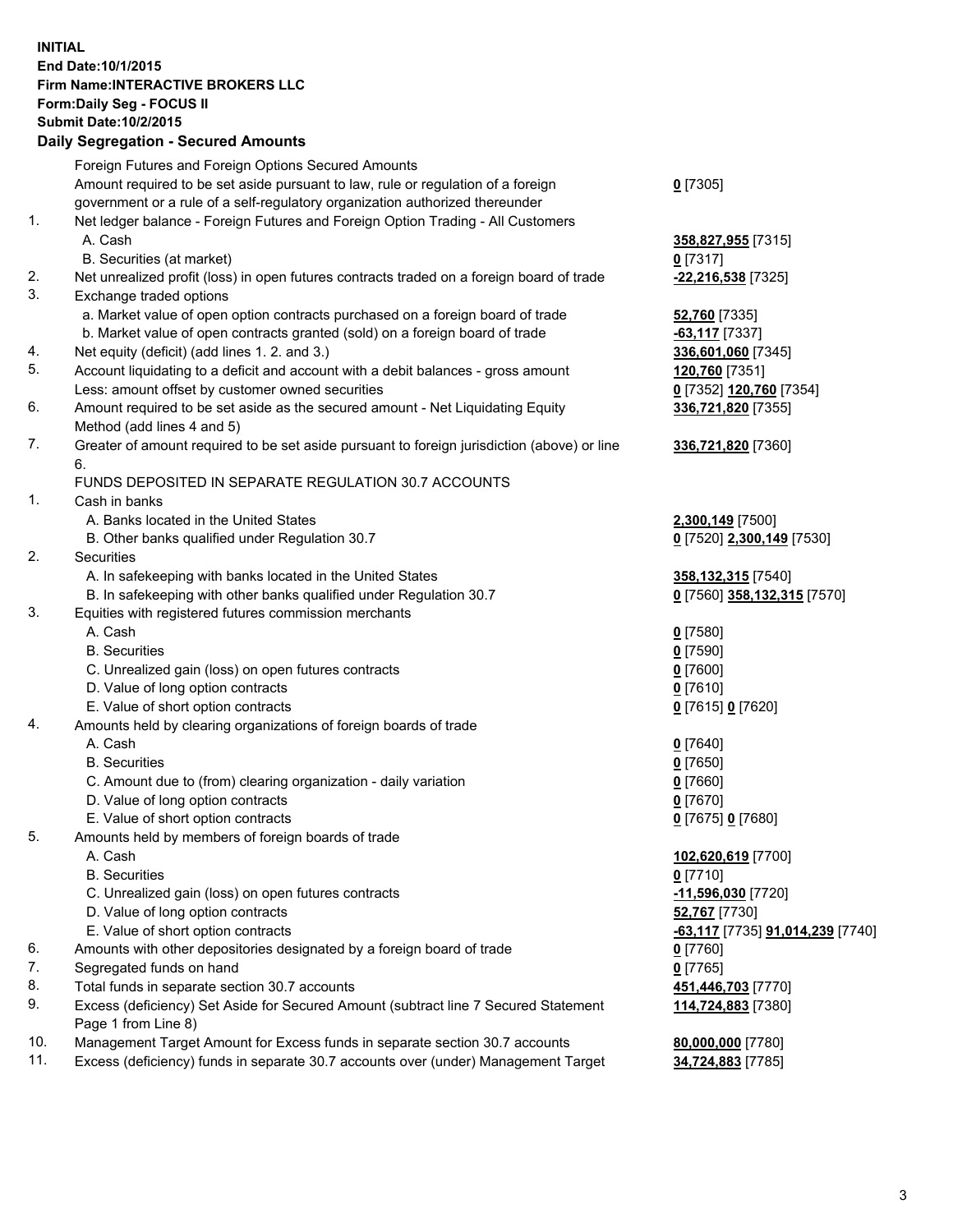**INITIAL**
**End Date:10/1/2015**
**Firm Name:INTERACTIVE BROKERS LLC**
**Form:Daily Seg - FOCUS II**
**Submit Date:10/2/2015**

## Daily Segregation - Secured Amounts

| | | |
|---|---|---|
| | Foreign Futures and Foreign Options Secured Amounts | |
| | Amount required to be set aside pursuant to law, rule or regulation of a foreign government or a rule of a self-regulatory organization authorized thereunder | **0** [7305] |
| 1. | Net ledger balance - Foreign Futures and Foreign Option Trading - All Customers | |
| | A. Cash | **358,827,955** [7315] |
| | B. Securities (at market) | **0** [7317] |
| 2. | Net unrealized profit (loss) in open futures contracts traded on a foreign board of trade | **-22,216,538** [7325] |
| 3. | Exchange traded options | |
| | a. Market value of open option contracts purchased on a foreign board of trade | **52,760** [7335] |
| | b. Market value of open contracts granted (sold) on a foreign board of trade | **-63,117** [7337] |
| 4. | Net equity (deficit) (add lines 1. 2. and 3.) | **336,601,060** [7345] |
| 5. | Account liquidating to a deficit and account with a debit balances - gross amount | **120,760** [7351] |
| | Less: amount offset by customer owned securities | **0** [7352] **120,760** [7354] |
| 6. | Amount required to be set aside as the secured amount - Net Liquidating Equity Method (add lines 4 and 5) | **336,721,820** [7355] |
| 7. | Greater of amount required to be set aside pursuant to foreign jurisdiction (above) or line 6. | **336,721,820** [7360] |
| | FUNDS DEPOSITED IN SEPARATE REGULATION 30.7 ACCOUNTS | |
| 1. | Cash in banks | |
| | A. Banks located in the United States | **2,300,149** [7500] |
| | B. Other banks qualified under Regulation 30.7 | **0** [7520] **2,300,149** [7530] |
| 2. | Securities | |
| | A. In safekeeping with banks located in the United States | **358,132,315** [7540] |
| | B. In safekeeping with other banks qualified under Regulation 30.7 | **0** [7560] **358,132,315** [7570] |
| 3. | Equities with registered futures commission merchants | |
| | A. Cash | **0** [7580] |
| | B. Securities | **0** [7590] |
| | C. Unrealized gain (loss) on open futures contracts | **0** [7600] |
| | D. Value of long option contracts | **0** [7610] |
| | E. Value of short option contracts | **0** [7615] **0** [7620] |
| 4. | Amounts held by clearing organizations of foreign boards of trade | |
| | A. Cash | **0** [7640] |
| | B. Securities | **0** [7650] |
| | C. Amount due to (from) clearing organization - daily variation | **0** [7660] |
| | D. Value of long option contracts | **0** [7670] |
| | E. Value of short option contracts | **0** [7675] **0** [7680] |
| 5. | Amounts held by members of foreign boards of trade | |
| | A. Cash | **102,620,619** [7700] |
| | B. Securities | **0** [7710] |
| | C. Unrealized gain (loss) on open futures contracts | **-11,596,030** [7720] |
| | D. Value of long option contracts | **52,767** [7730] |
| | E. Value of short option contracts | **-63,117** [7735] **91,014,239** [7740] |
| 6. | Amounts with other depositories designated by a foreign board of trade | **0** [7760] |
| 7. | Segregated funds on hand | **0** [7765] |
| 8. | Total funds in separate section 30.7 accounts | **451,446,703** [7770] |
| 9. | Excess (deficiency) Set Aside for Secured Amount (subtract line 7 Secured Statement Page 1 from Line 8) | **114,724,883** [7380] |
| 10. | Management Target Amount for Excess funds in separate section 30.7 accounts | **80,000,000** [7780] |
| 11. | Excess (deficiency) funds in separate 30.7 accounts over (under) Management Target | **34,724,883** [7785] |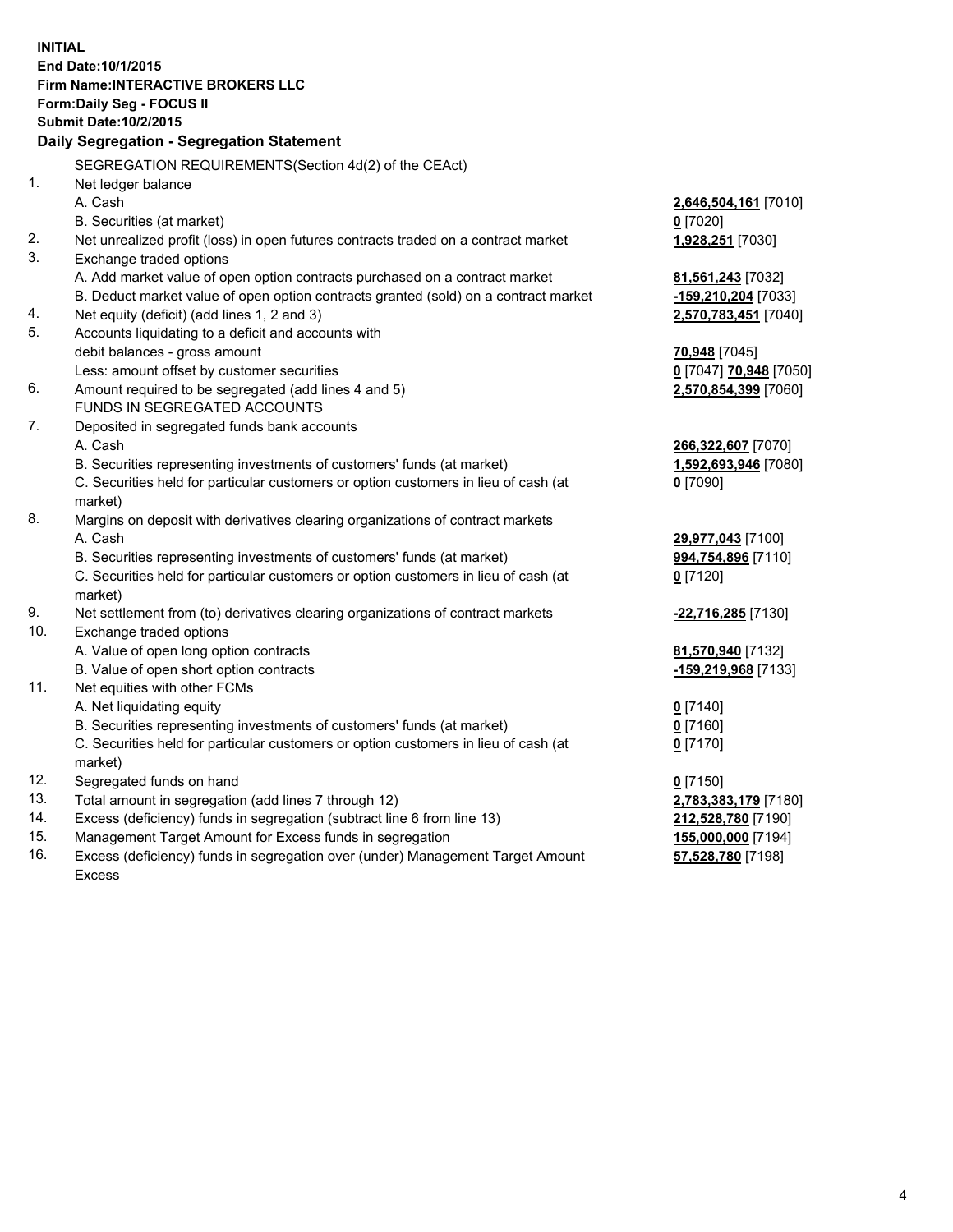**INITIAL**
**End Date:10/1/2015**
**Firm Name:INTERACTIVE BROKERS LLC**
**Form:Daily Seg - FOCUS II**
**Submit Date:10/2/2015**

### Daily Segregation - Segregation Statement

| | | |
|---|---|---|
| | SEGREGATION REQUIREMENTS(Section 4d(2) of the CEAct) | |
| 1. | Net ledger balance | |
| | A. Cash | **2,646,504,161** [7010] |
| | B. Securities (at market) | **0** [7020] |
| 2. | Net unrealized profit (loss) in open futures contracts traded on a contract market | **1,928,251** [7030] |
| 3. | Exchange traded options | |
| | A. Add market value of open option contracts purchased on a contract market | **81,561,243** [7032] |
| | B. Deduct market value of open option contracts granted (sold) on a contract market | **-159,210,204** [7033] |
| 4. | Net equity (deficit) (add lines 1, 2 and 3) | **2,570,783,451** [7040] |
| 5. | Accounts liquidating to a deficit and accounts with | |
| | debit balances - gross amount | **70,948** [7045] |
| | Less: amount offset by customer securities | **0** [7047] **70,948** [7050] |
| 6. | Amount required to be segregated (add lines 4 and 5) | **2,570,854,399** [7060] |
| | FUNDS IN SEGREGATED ACCOUNTS | |
| 7. | Deposited in segregated funds bank accounts | |
| | A. Cash | **266,322,607** [7070] |
| | B. Securities representing investments of customers' funds (at market) | **1,592,693,946** [7080] |
| | C. Securities held for particular customers or option customers in lieu of cash (at market) | **0** [7090] |
| 8. | Margins on deposit with derivatives clearing organizations of contract markets | |
| | A. Cash | **29,977,043** [7100] |
| | B. Securities representing investments of customers' funds (at market) | **994,754,896** [7110] |
| | C. Securities held for particular customers or option customers in lieu of cash (at market) | **0** [7120] |
| 9. | Net settlement from (to) derivatives clearing organizations of contract markets | **-22,716,285** [7130] |
| 10. | Exchange traded options | |
| | A. Value of open long option contracts | **81,570,940** [7132] |
| | B. Value of open short option contracts | **-159,219,968** [7133] |
| 11. | Net equities with other FCMs | |
| | A. Net liquidating equity | **0** [7140] |
| | B. Securities representing investments of customers' funds (at market) | **0** [7160] |
| | C. Securities held for particular customers or option customers in lieu of cash (at market) | **0** [7170] |
| 12. | Segregated funds on hand | **0** [7150] |
| 13. | Total amount in segregation (add lines 7 through 12) | **2,783,383,179** [7180] |
| 14. | Excess (deficiency) funds in segregation (subtract line 6 from line 13) | **212,528,780** [7190] |
| 15. | Management Target Amount for Excess funds in segregation | **155,000,000** [7194] |
| 16. | Excess (deficiency) funds in segregation over (under) Management Target Amount Excess | **57,528,780** [7198] |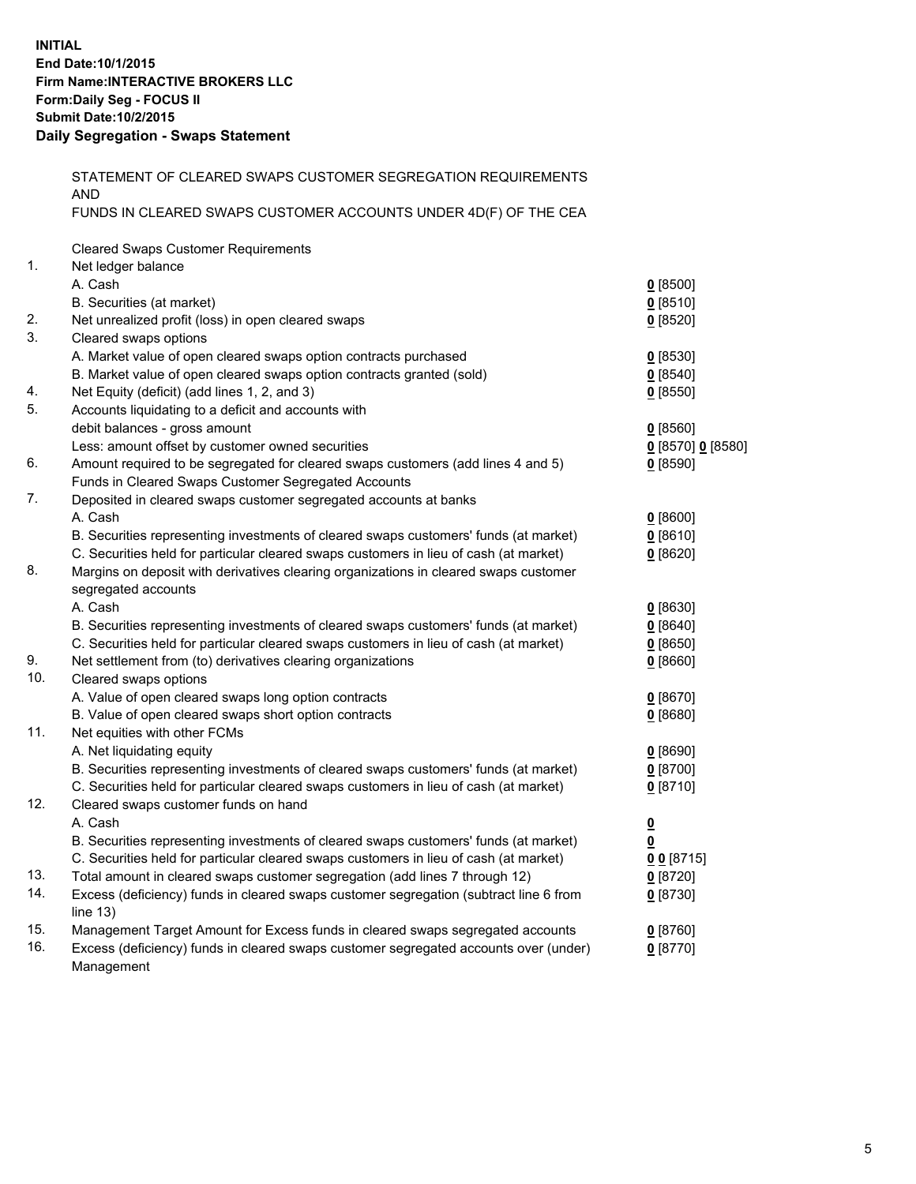**INITIAL**
**End Date:10/1/2015**
**Firm Name:INTERACTIVE BROKERS LLC**
**Form:Daily Seg - FOCUS II**
**Submit Date:10/2/2015**
**Daily Segregation - Swaps Statement**

STATEMENT OF CLEARED SWAPS CUSTOMER SEGREGATION REQUIREMENTS AND FUNDS IN CLEARED SWAPS CUSTOMER ACCOUNTS UNDER 4D(F) OF THE CEA

| | | |
|---|---|---|
| | Cleared Swaps Customer Requirements | |
| 1. | Net ledger balance | |
| | A. Cash | 0 [8500] |
| | B. Securities (at market) | 0 [8510] |
| 2. | Net unrealized profit (loss) in open cleared swaps | 0 [8520] |
| 3. | Cleared swaps options | |
| | A. Market value of open cleared swaps option contracts purchased | 0 [8530] |
| | B. Market value of open cleared swaps option contracts granted (sold) | 0 [8540] |
| 4. | Net Equity (deficit) (add lines 1, 2, and 3) | 0 [8550] |
| 5. | Accounts liquidating to a deficit and accounts with | |
| | debit balances - gross amount | 0 [8560] |
| | Less: amount offset by customer owned securities | 0 [8570] 0 [8580] |
| 6. | Amount required to be segregated for cleared swaps customers (add lines 4 and 5) | 0 [8590] |
| | Funds in Cleared Swaps Customer Segregated Accounts | |
| 7. | Deposited in cleared swaps customer segregated accounts at banks | |
| | A. Cash | 0 [8600] |
| | B. Securities representing investments of cleared swaps customers' funds (at market) | 0 [8610] |
| | C. Securities held for particular cleared swaps customers in lieu of cash (at market) | 0 [8620] |
| 8. | Margins on deposit with derivatives clearing organizations in cleared swaps customer segregated accounts | |
| | A. Cash | 0 [8630] |
| | B. Securities representing investments of cleared swaps customers' funds (at market) | 0 [8640] |
| | C. Securities held for particular cleared swaps customers in lieu of cash (at market) | 0 [8650] |
| 9. | Net settlement from (to) derivatives clearing organizations | 0 [8660] |
| 10. | Cleared swaps options | |
| | A. Value of open cleared swaps long option contracts | 0 [8670] |
| | B. Value of open cleared swaps short option contracts | 0 [8680] |
| 11. | Net equities with other FCMs | |
| | A. Net liquidating equity | 0 [8690] |
| | B. Securities representing investments of cleared swaps customers' funds (at market) | 0 [8700] |
| | C. Securities held for particular cleared swaps customers in lieu of cash (at market) | 0 [8710] |
| 12. | Cleared swaps customer funds on hand | |
| | A. Cash | 0 |
| | B. Securities representing investments of cleared swaps customers' funds (at market) | 0 |
| | C. Securities held for particular cleared swaps customers in lieu of cash (at market) | 0 0 [8715] |
| 13. | Total amount in cleared swaps customer segregation (add lines 7 through 12) | 0 [8720] |
| 14. | Excess (deficiency) funds in cleared swaps customer segregation (subtract line 6 from line 13) | 0 [8730] |
| 15. | Management Target Amount for Excess funds in cleared swaps segregated accounts | 0 [8760] |
| 16. | Excess (deficiency) funds in cleared swaps customer segregated accounts over (under) Management | 0 [8770] |